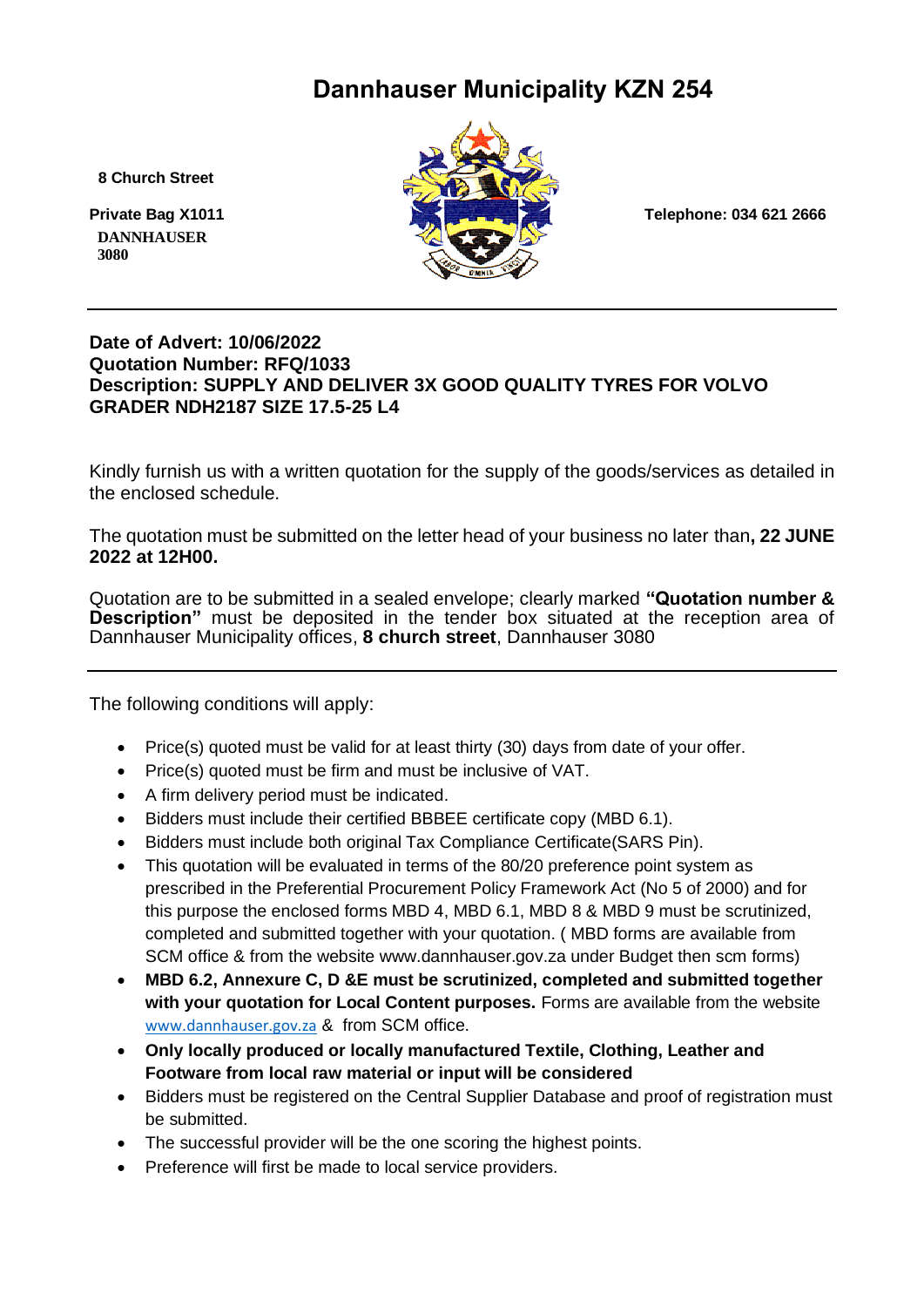# Dannhauser Municipality KZN 254

8 Church Street

Private Bag X1011
DANNHAUSER
3080

Telephone: 034 621 2666

---

**Date of Advert: 10/06/2022**
**Quotation Number: RFQ/1033**
**Description: SUPPLY AND DELIVER 3X GOOD QUALITY TYRES FOR VOLVO GRADER NDH2187 SIZE 17.5-25 L4**

Kindly furnish us with a written quotation for the supply of the goods/services as detailed in the enclosed schedule.

The quotation must be submitted on the letter head of your business no later than**, 22 JUNE 2022 at 12H00.**

Quotation are to be submitted in a sealed envelope; clearly marked **"Quotation number & Description"** must be deposited in the tender box situated at the reception area of Dannhauser Municipality offices, **8 church street**, Dannhauser 3080

---

The following conditions will apply:

- Price(s) quoted must be valid for at least thirty (30) days from date of your offer.
- Price(s) quoted must be firm and must be inclusive of VAT.
- A firm delivery period must be indicated.
- Bidders must include their certified BBBEE certificate copy (MBD 6.1).
- Bidders must include both original Tax Compliance Certificate(SARS Pin).
- This quotation will be evaluated in terms of the 80/20 preference point system as prescribed in the Preferential Procurement Policy Framework Act (No 5 of 2000) and for this purpose the enclosed forms MBD 4, MBD 6.1, MBD 8 & MBD 9 must be scrutinized, completed and submitted together with your quotation. ( MBD forms are available from SCM office & from the website www.dannhauser.gov.za under Budget then scm forms)
- **MBD 6.2, Annexure C, D &E must be scrutinized, completed and submitted together with your quotation for Local Content purposes.** Forms are available from the website www.dannhauser.gov.za & from SCM office.
- **Only locally produced or locally manufactured Textile, Clothing, Leather and Footware from local raw material or input will be considered**
- Bidders must be registered on the Central Supplier Database and proof of registration must be submitted.
- The successful provider will be the one scoring the highest points.
- Preference will first be made to local service providers.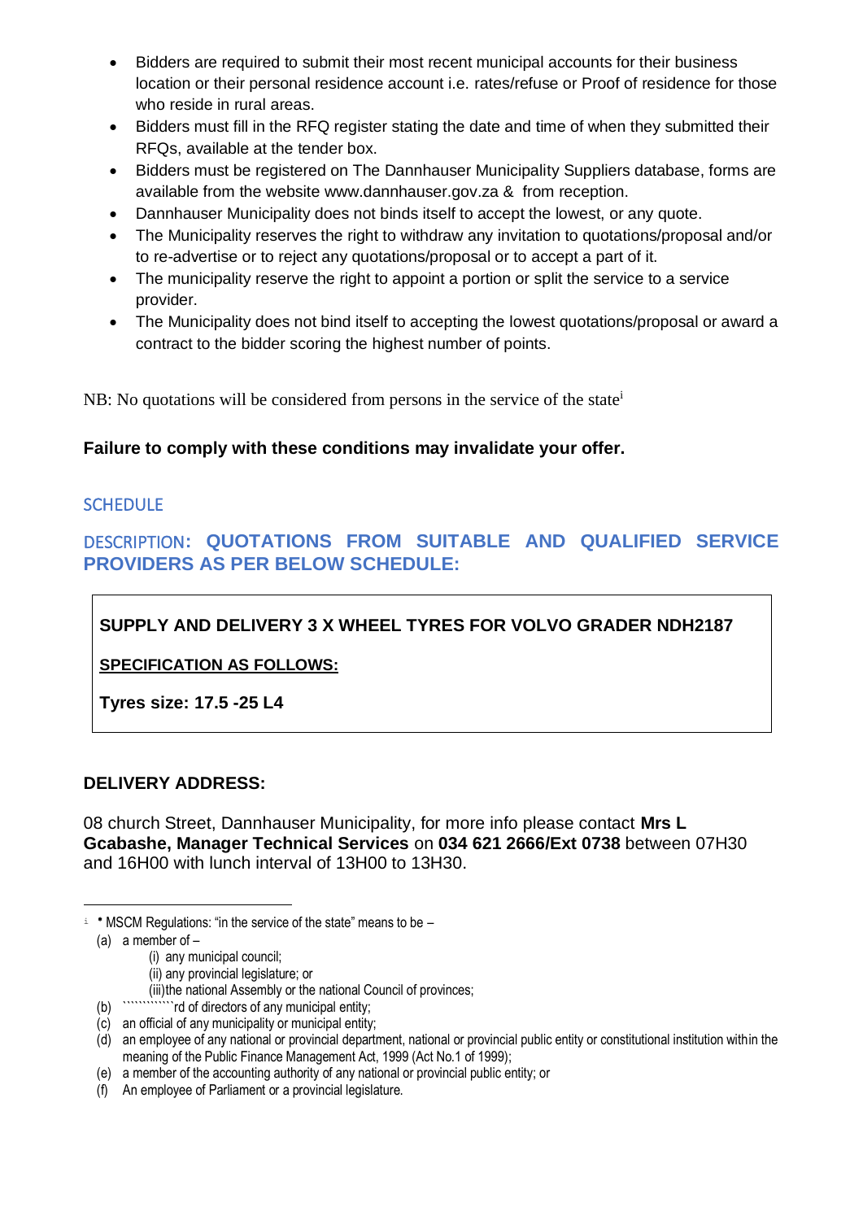- Bidders are required to submit their most recent municipal accounts for their business location or their personal residence account i.e. rates/refuse or Proof of residence for those who reside in rural areas.
- Bidders must fill in the RFQ register stating the date and time of when they submitted their RFQs, available at the tender box.
- Bidders must be registered on The Dannhauser Municipality Suppliers database, forms are available from the website www.dannhauser.gov.za & from reception.
- Dannhauser Municipality does not binds itself to accept the lowest, or any quote.
- The Municipality reserves the right to withdraw any invitation to quotations/proposal and/or to re-advertise or to reject any quotations/proposal or to accept a part of it.
- The municipality reserve the right to appoint a portion or split the service to a service provider.
- The Municipality does not bind itself to accepting the lowest quotations/proposal or award a contract to the bidder scoring the highest number of points.

NB: No quotations will be considered from persons in the service of the state[i]

**Failure to comply with these conditions may invalidate your offer.**

SCHEDULE

## DESCRIPTION: QUOTATIONS FROM SUITABLE AND QUALIFIED SERVICE PROVIDERS AS PER BELOW SCHEDULE:

**SUPPLY AND DELIVERY 3 X WHEEL TYRES FOR VOLVO GRADER NDH2187**

**SPECIFICATION AS FOLLOWS:**

**Tyres size: 17.5 -25 L4**

**DELIVERY ADDRESS:**

08 church Street, Dannhauser Municipality, for more info please contact **Mrs L Gcabashe, Manager Technical Services** on **034 621 2666/Ext 0738** between 07H30 and 16H00 with lunch interval of 13H00 to 13H30.

---

[i] • MSCM Regulations: "in the service of the state" means to be –

(a) a member of –
  (i) any municipal council;
  (ii) any provincial legislature; or
  (iii)the national Assembly or the national Council of provinces;
(b) ````````````rd of directors of any municipal entity;
(c) an official of any municipality or municipal entity;
(d) an employee of any national or provincial department, national or provincial public entity or constitutional institution within the meaning of the Public Finance Management Act, 1999 (Act No.1 of 1999);
(e) a member of the accounting authority of any national or provincial public entity; or
(f) An employee of Parliament or a provincial legislature.